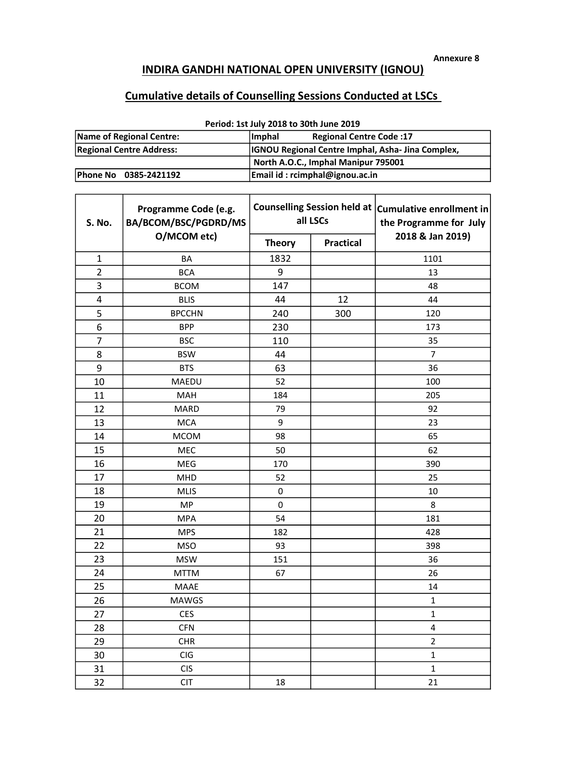Annexure 8

# INDIRA GANDHI NATIONAL OPEN UNIVERSITY (IGNOU)

## Cumulative details of Counselling Sessions Conducted at LSCs

**Period: 1st July 2018 to 30th June 2019**

| Name of Regional Centre: | Imphal Regional Centre Code :17 |
|---|---|
| Regional Centre Address: | IGNOU Regional Centre Imphal, Asha- Jina Complex, |
| | North A.O.C., Imphal Manipur 795001 |
| Phone No 0385-2421192 | Email id : rcimphal@ignou.ac.in |

| S. No. | Programme Code (e.g. BA/BCOM/BSC/PGDRD/MSO/MCOM etc) | Counselling Session held at all LSCs | | Cumulative enrollment in the Programme for July 2018 & Jan 2019) |
|---|---|---|---|---|
| | | Theory | Practical | |
| 1 | BA | 1832 | | 1101 |
| 2 | BCA | 9 | | 13 |
| 3 | BCOM | 147 | | 48 |
| 4 | BLIS | 44 | 12 | 44 |
| 5 | BPCCHN | 240 | 300 | 120 |
| 6 | BPP | 230 | | 173 |
| 7 | BSC | 110 | | 35 |
| 8 | BSW | 44 | | 7 |
| 9 | BTS | 63 | | 36 |
| 10 | MAEDU | 52 | | 100 |
| 11 | MAH | 184 | | 205 |
| 12 | MARD | 79 | | 92 |
| 13 | MCA | 9 | | 23 |
| 14 | MCOM | 98 | | 65 |
| 15 | MEC | 50 | | 62 |
| 16 | MEG | 170 | | 390 |
| 17 | MHD | 52 | | 25 |
| 18 | MLIS | 0 | | 10 |
| 19 | MP | 0 | | 8 |
| 20 | MPA | 54 | | 181 |
| 21 | MPS | 182 | | 428 |
| 22 | MSO | 93 | | 398 |
| 23 | MSW | 151 | | 36 |
| 24 | MTTM | 67 | | 26 |
| 25 | MAAE | | | 14 |
| 26 | MAWGS | | | 1 |
| 27 | CES | | | 1 |
| 28 | CFN | | | 4 |
| 29 | CHR | | | 2 |
| 30 | CIG | | | 1 |
| 31 | CIS | | | 1 |
| 32 | CIT | 18 | | 21 |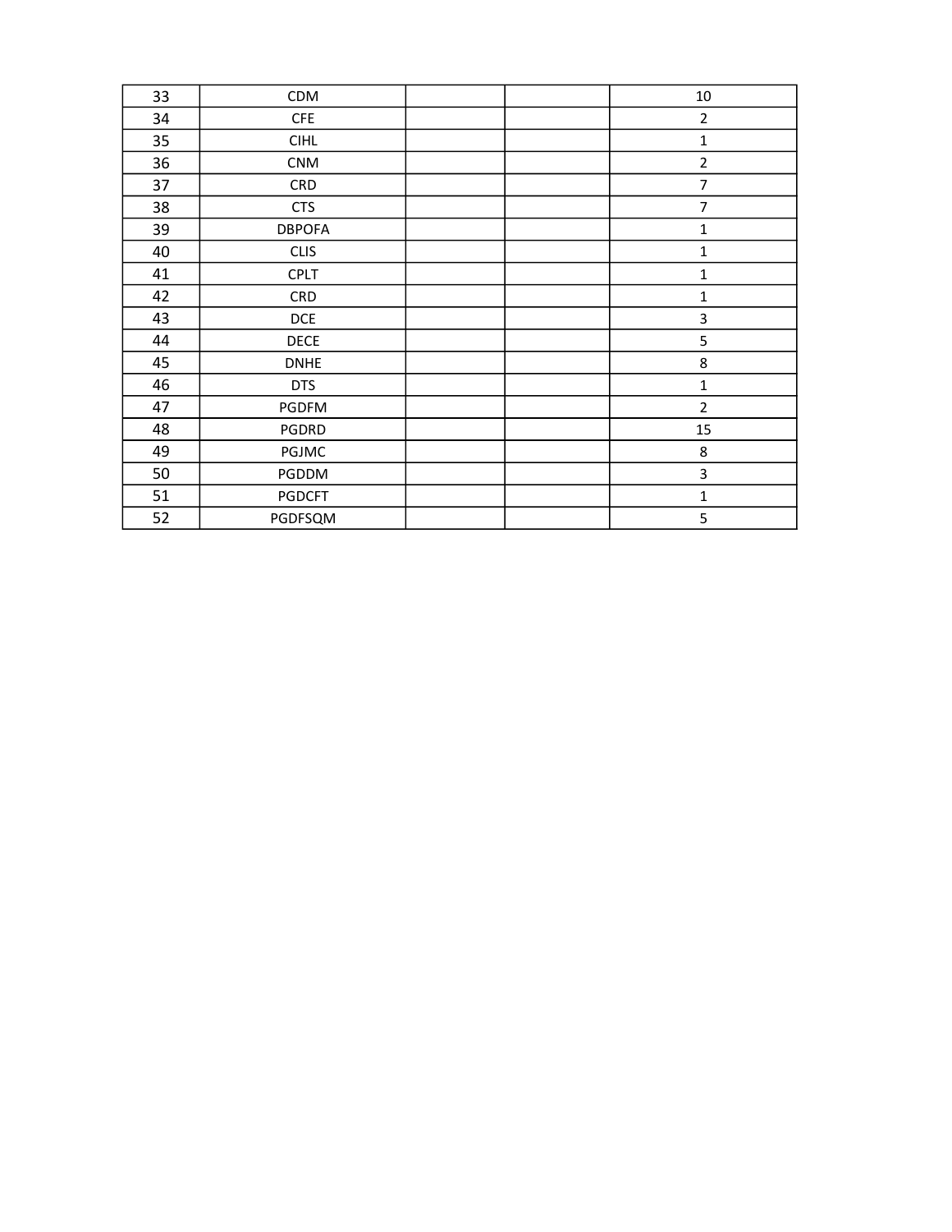| | | | | |
|---|---|---|---|---|
| 33 | CDM | | | 10 |
| 34 | CFE | | | 2 |
| 35 | CIHL | | | 1 |
| 36 | CNM | | | 2 |
| 37 | CRD | | | 7 |
| 38 | CTS | | | 7 |
| 39 | DBPOFA | | | 1 |
| 40 | CLIS | | | 1 |
| 41 | CPLT | | | 1 |
| 42 | CRD | | | 1 |
| 43 | DCE | | | 3 |
| 44 | DECE | | | 5 |
| 45 | DNHE | | | 8 |
| 46 | DTS | | | 1 |
| 47 | PGDFM | | | 2 |
| 48 | PGDRD | | | 15 |
| 49 | PGJMC | | | 8 |
| 50 | PGDDM | | | 3 |
| 51 | PGDCFT | | | 1 |
| 52 | PGDFSQM | | | 5 |